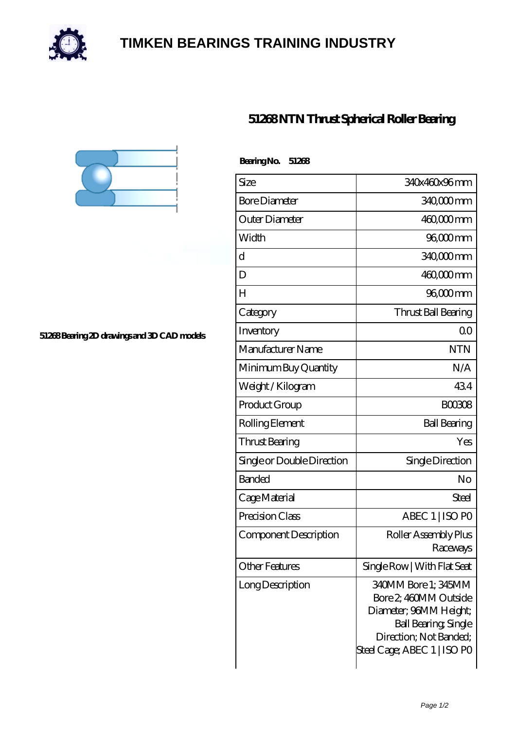# TIMKEN BEARINGS TRAINING INDUSTRY

## 51268 NTN Thrust Spherical Roller Bearing

51268 Bearing 2D drawings and 3D CAD models

**Bearing No. 51268**

| Size | 340x460x96 mm |
|---|---|
| Bore Diameter | 340,000 mm |
| Outer Diameter | 460,000 mm |
| Width | 96,000 mm |
| d | 340,000 mm |
| D | 460,000 mm |
| H | 96,000 mm |
| Category | Thrust Ball Bearing |
| Inventory | 0.0 |
| Manufacturer Name | NTN |
| Minimum Buy Quantity | N/A |
| Weight / Kilogram | 43.4 |
| Product Group | B00308 |
| Rolling Element | Ball Bearing |
| Thrust Bearing | Yes |
| Single or Double Direction | Single Direction |
| Banded | No |
| Cage Material | Steel |
| Precision Class | ABEC 1 \| ISO P0 |
| Component Description | Roller Assembly Plus Raceways |
| Other Features | Single Row \| With Flat Seat |
| Long Description | 340MM Bore 1; 345MM Bore 2; 460MM Outside Diameter; 96MM Height; Ball Bearing; Single Direction; Not Banded; Steel Cage; ABEC 1 \| ISO P0 |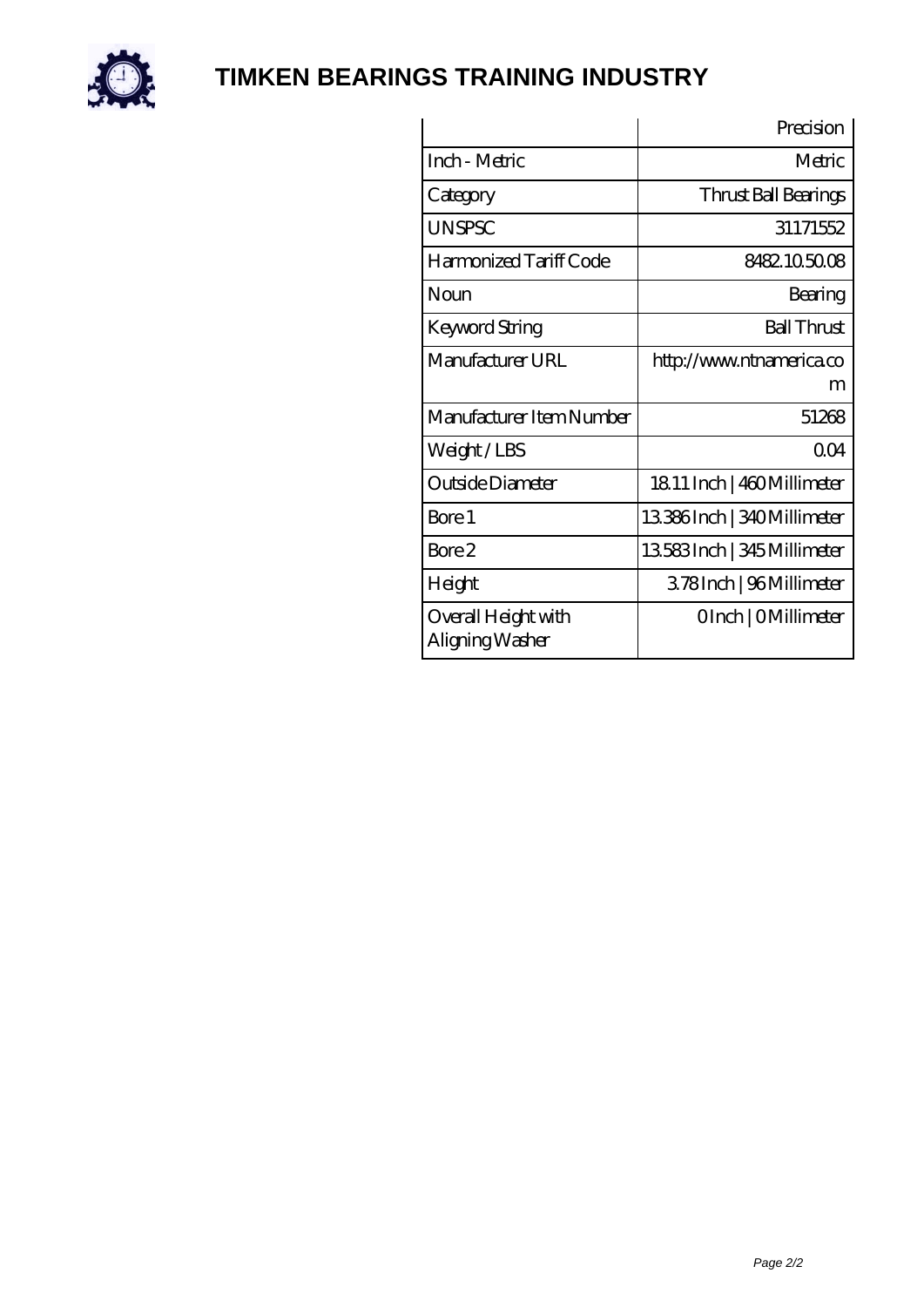| | |
|---|---|
| | Precision |
| Inch - Metric | Metric |
| Category | Thrust Ball Bearings |
| UNSPSC | 31171552 |
| Harmonized Tariff Code | 8482.10.50.08 |
| Noun | Bearing |
| Keyword String | Ball Thrust |
| Manufacturer URL | http://www.ntnamerica.com |
| Manufacturer Item Number | 51268 |
| Weight / LBS | 0.04 |
| Outside Diameter | 18.11 Inch \| 460 Millimeter |
| Bore 1 | 13.386 Inch \| 340 Millimeter |
| Bore 2 | 13.583 Inch \| 345 Millimeter |
| Height | 3.78 Inch \| 96 Millimeter |
| Overall Height with Aligning Washer | 0 Inch \| 0 Millimeter |